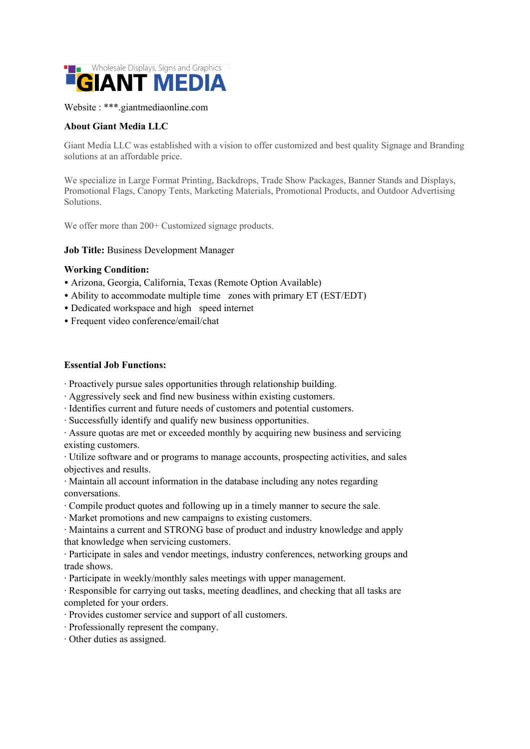Wholesale Displays, Signs and Graphics

# GIANT MEDIA

Website : ***.giantmediaonline.com

**About Giant Media LLC**

Giant Media LLC was established with a vision to offer customized and best quality Signage and Branding solutions at an affordable price.

We specialize in Large Format Printing, Backdrops, Trade Show Packages, Banner Stands and Displays, Promotional Flags, Canopy Tents, Marketing Materials, Promotional Products, and Outdoor Advertising Solutions.

We offer more than 200+ Customized signage products.

**Job Title:** Business Development Manager

**Working Condition:**

- Arizona, Georgia, California, Texas (Remote Option Available)
- Ability to accommodate multiple time zones with primary ET (EST/EDT)
- Dedicated workspace and high speed internet
- Frequent video conference/email/chat

**Essential Job Functions:**

- Proactively pursue sales opportunities through relationship building.
- Aggressively seek and find new business within existing customers.
- Identifies current and future needs of customers and potential customers.
- Successfully identify and qualify new business opportunities.
- Assure quotas are met or exceeded monthly by acquiring new business and servicing existing customers.
- Utilize software and or programs to manage accounts, prospecting activities, and sales objectives and results.
- Maintain all account information in the database including any notes regarding conversations.
- Compile product quotes and following up in a timely manner to secure the sale.
- Market promotions and new campaigns to existing customers.
- Maintains a current and STRONG base of product and industry knowledge and apply that knowledge when servicing customers.
- Participate in sales and vendor meetings, industry conferences, networking groups and trade shows.
- Participate in weekly/monthly sales meetings with upper management.
- Responsible for carrying out tasks, meeting deadlines, and checking that all tasks are completed for your orders.
- Provides customer service and support of all customers.
- Professionally represent the company.
- Other duties as assigned.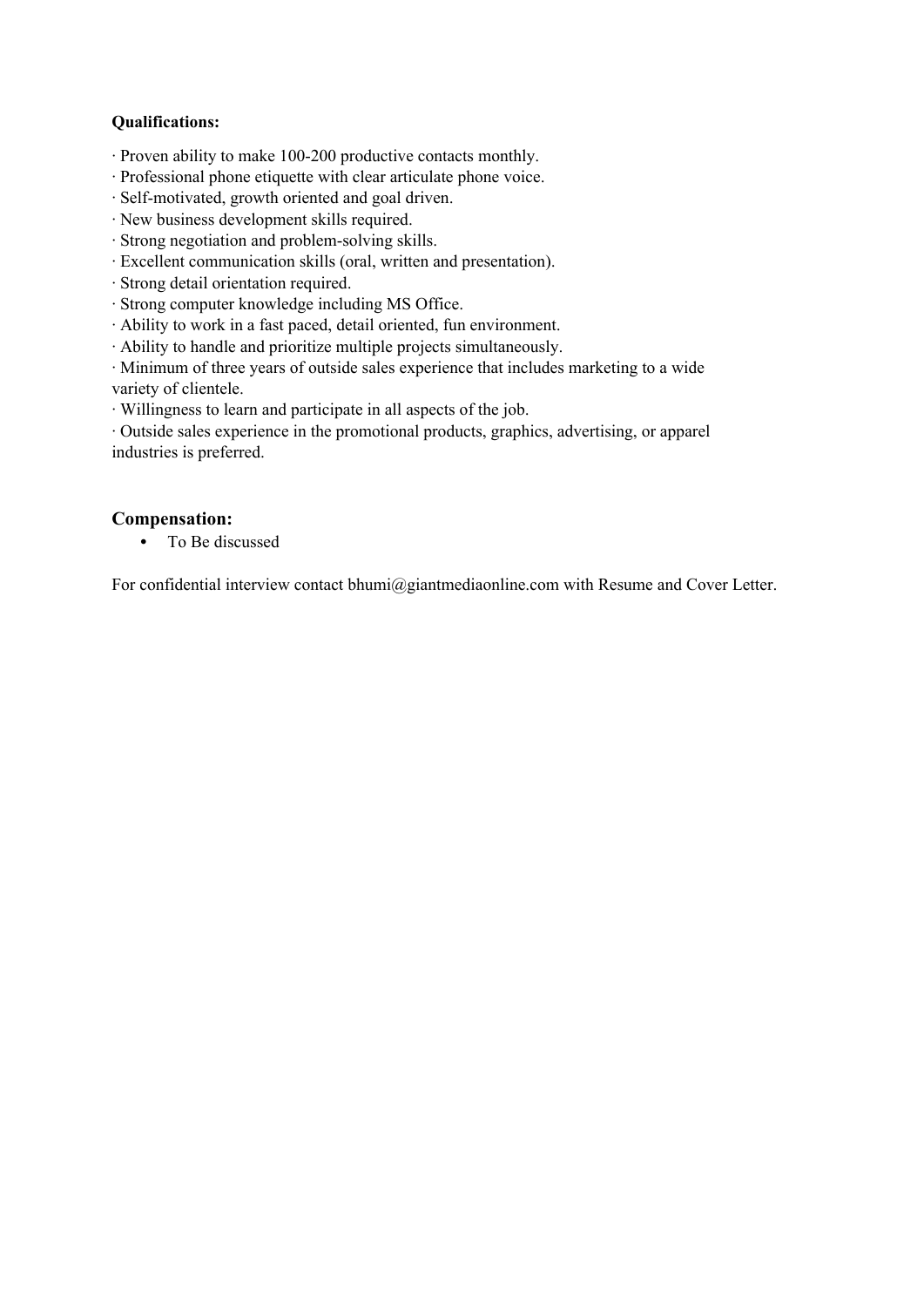**Qualifications:**

· Proven ability to make 100-200 productive contacts monthly.
· Professional phone etiquette with clear articulate phone voice.
· Self-motivated, growth oriented and goal driven.
· New business development skills required.
· Strong negotiation and problem-solving skills.
· Excellent communication skills (oral, written and presentation).
· Strong detail orientation required.
· Strong computer knowledge including MS Office.
· Ability to work in a fast paced, detail oriented, fun environment.
· Ability to handle and prioritize multiple projects simultaneously.
· Minimum of three years of outside sales experience that includes marketing to a wide variety of clientele.
· Willingness to learn and participate in all aspects of the job.
· Outside sales experience in the promotional products, graphics, advertising, or apparel industries is preferred.

## Compensation:

- To Be discussed

For confidential interview contact bhumi@giantmediaonline.com with Resume and Cover Letter.